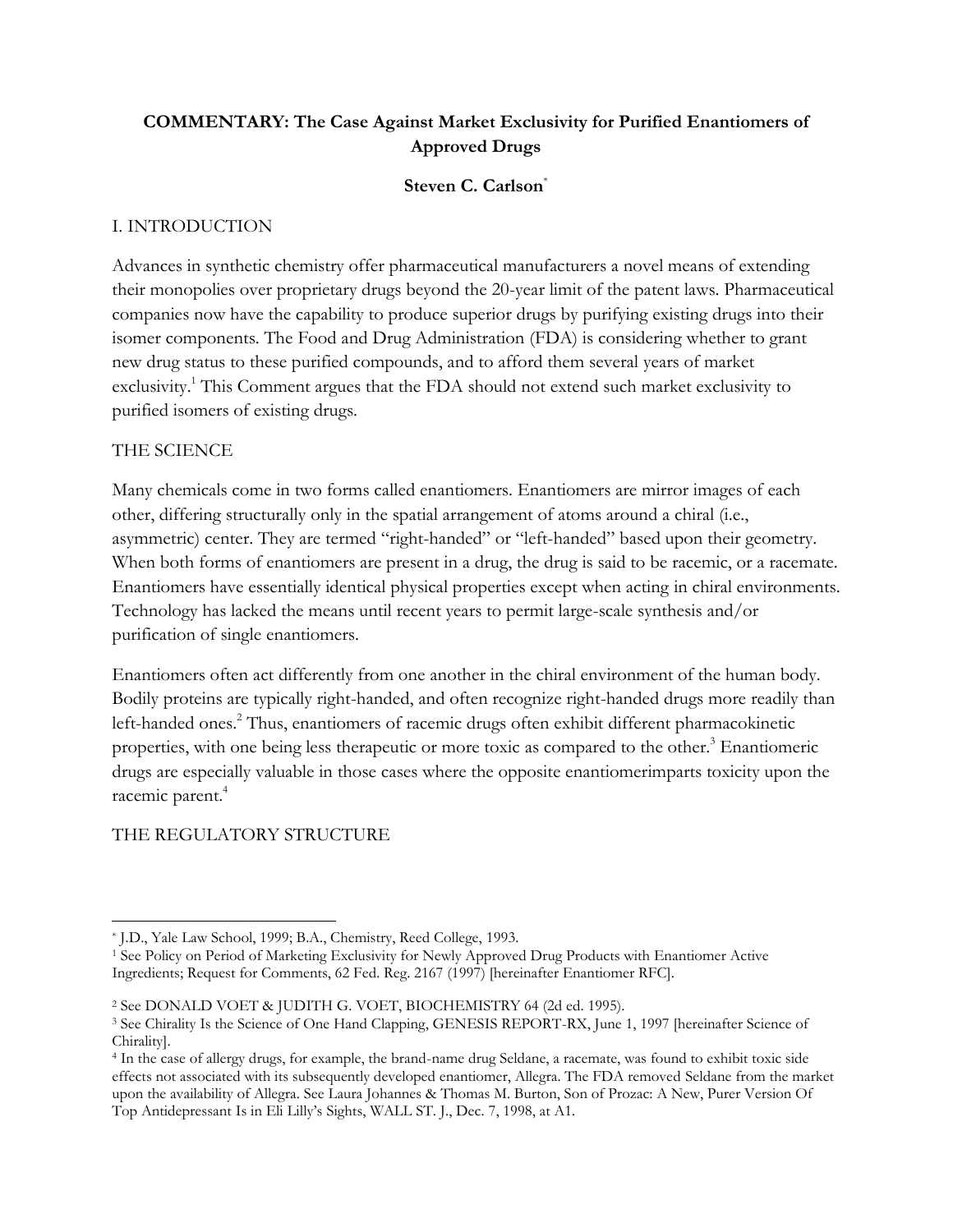**COMMENTARY: The Case Against Market Exclusivity for Purified Enantiomers of Approved Drugs**

**Steven C. Carlson***

## I. INTRODUCTION

Advances in synthetic chemistry offer pharmaceutical manufacturers a novel means of extending their monopolies over proprietary drugs beyond the 20-year limit of the patent laws. Pharmaceutical companies now have the capability to produce superior drugs by purifying existing drugs into their isomer components. The Food and Drug Administration (FDA) is considering whether to grant new drug status to these purified compounds, and to afford them several years of market exclusivity.[1] This Comment argues that the FDA should not extend such market exclusivity to purified isomers of existing drugs.

## THE SCIENCE

Many chemicals come in two forms called enantiomers. Enantiomers are mirror images of each other, differing structurally only in the spatial arrangement of atoms around a chiral (i.e., asymmetric) center. They are termed "right-handed" or "left-handed" based upon their geometry. When both forms of enantiomers are present in a drug, the drug is said to be racemic, or a racemate. Enantiomers have essentially identical physical properties except when acting in chiral environments. Technology has lacked the means until recent years to permit large-scale synthesis and/or purification of single enantiomers.

Enantiomers often act differently from one another in the chiral environment of the human body. Bodily proteins are typically right-handed, and often recognize right-handed drugs more readily than left-handed ones.[2] Thus, enantiomers of racemic drugs often exhibit different pharmacokinetic properties, with one being less therapeutic or more toxic as compared to the other.[3] Enantiomeric drugs are especially valuable in those cases where the opposite enantiomerimparts toxicity upon the racemic parent.[4]

## THE REGULATORY STRUCTURE

---

* J.D., Yale Law School, 1999; B.A., Chemistry, Reed College, 1993.

[1] See Policy on Period of Marketing Exclusivity for Newly Approved Drug Products with Enantiomer Active Ingredients; Request for Comments, 62 Fed. Reg. 2167 (1997) [hereinafter Enantiomer RFC].

[2] See DONALD VOET & JUDITH G. VOET, BIOCHEMISTRY 64 (2d ed. 1995).

[3] See Chirality Is the Science of One Hand Clapping, GENESIS REPORT-RX, June 1, 1997 [hereinafter Science of Chirality].

[4] In the case of allergy drugs, for example, the brand-name drug Seldane, a racemate, was found to exhibit toxic side effects not associated with its subsequently developed enantiomer, Allegra. The FDA removed Seldane from the market upon the availability of Allegra. See Laura Johannes & Thomas M. Burton, Son of Prozac: A New, Purer Version Of Top Antidepressant Is in Eli Lilly's Sights, WALL ST. J., Dec. 7, 1998, at A1.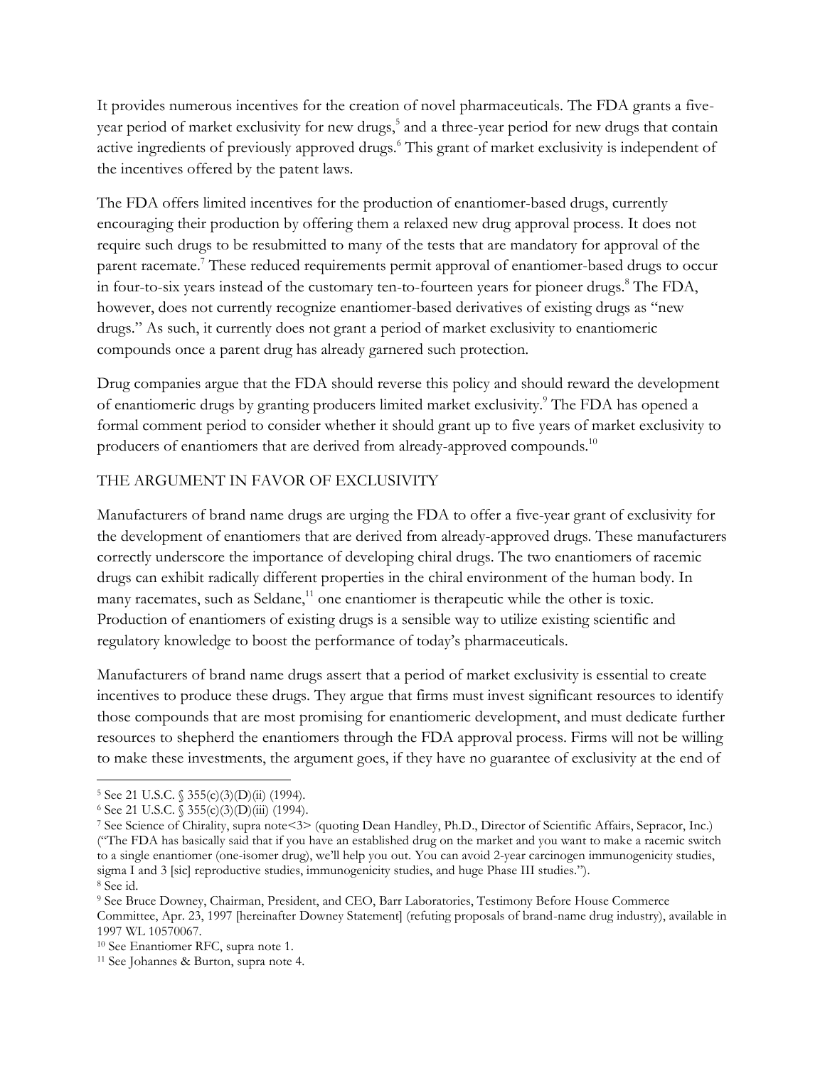It provides numerous incentives for the creation of novel pharmaceuticals. The FDA grants a five-year period of market exclusivity for new drugs,[5] and a three-year period for new drugs that contain active ingredients of previously approved drugs.[6] This grant of market exclusivity is independent of the incentives offered by the patent laws.

The FDA offers limited incentives for the production of enantiomer-based drugs, currently encouraging their production by offering them a relaxed new drug approval process. It does not require such drugs to be resubmitted to many of the tests that are mandatory for approval of the parent racemate.[7] These reduced requirements permit approval of enantiomer-based drugs to occur in four-to-six years instead of the customary ten-to-fourteen years for pioneer drugs.[8] The FDA, however, does not currently recognize enantiomer-based derivatives of existing drugs as "new drugs." As such, it currently does not grant a period of market exclusivity to enantiomeric compounds once a parent drug has already garnered such protection.

Drug companies argue that the FDA should reverse this policy and should reward the development of enantiomeric drugs by granting producers limited market exclusivity.[9] The FDA has opened a formal comment period to consider whether it should grant up to five years of market exclusivity to producers of enantiomers that are derived from already-approved compounds.[10]

## THE ARGUMENT IN FAVOR OF EXCLUSIVITY

Manufacturers of brand name drugs are urging the FDA to offer a five-year grant of exclusivity for the development of enantiomers that are derived from already-approved drugs. These manufacturers correctly underscore the importance of developing chiral drugs. The two enantiomers of racemic drugs can exhibit radically different properties in the chiral environment of the human body. In many racemates, such as Seldane,[11] one enantiomer is therapeutic while the other is toxic. Production of enantiomers of existing drugs is a sensible way to utilize existing scientific and regulatory knowledge to boost the performance of today's pharmaceuticals.

Manufacturers of brand name drugs assert that a period of market exclusivity is essential to create incentives to produce these drugs. They argue that firms must invest significant resources to identify those compounds that are most promising for enantiomeric development, and must dedicate further resources to shepherd the enantiomers through the FDA approval process. Firms will not be willing to make these investments, the argument goes, if they have no guarantee of exclusivity at the end of

---

[5] See 21 U.S.C. § 355(c)(3)(D)(ii) (1994).

[6] See 21 U.S.C. § 355(c)(3)(D)(iii) (1994).

[7] See Science of Chirality, supra note<3> (quoting Dean Handley, Ph.D., Director of Scientific Affairs, Sepracor, Inc.) ("The FDA has basically said that if you have an established drug on the market and you want to make a racemic switch to a single enantiomer (one-isomer drug), we'll help you out. You can avoid 2-year carcinogen immunogenicity studies, sigma I and 3 [sic] reproductive studies, immunogenicity studies, and huge Phase III studies.").

[8] See id.

[9] See Bruce Downey, Chairman, President, and CEO, Barr Laboratories, Testimony Before House Commerce Committee, Apr. 23, 1997 [hereinafter Downey Statement] (refuting proposals of brand-name drug industry), available in 1997 WL 10570067.

[10] See Enantiomer RFC, supra note 1.

[11] See Johannes & Burton, supra note 4.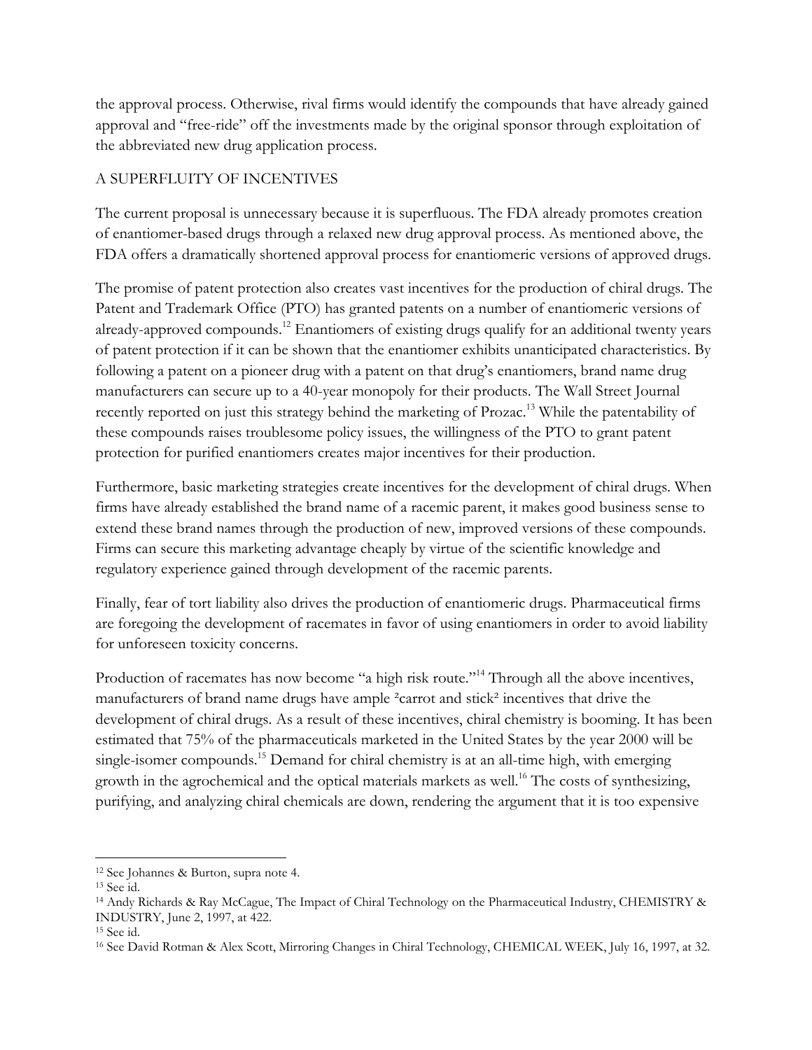the approval process. Otherwise, rival firms would identify the compounds that have already gained approval and "free-ride" off the investments made by the original sponsor through exploitation of the abbreviated new drug application process.

## A SUPERFLUITY OF INCENTIVES

The current proposal is unnecessary because it is superfluous. The FDA already promotes creation of enantiomer-based drugs through a relaxed new drug approval process. As mentioned above, the FDA offers a dramatically shortened approval process for enantiomeric versions of approved drugs.

The promise of patent protection also creates vast incentives for the production of chiral drugs. The Patent and Trademark Office (PTO) has granted patents on a number of enantiomeric versions of already-approved compounds.[12] Enantiomers of existing drugs qualify for an additional twenty years of patent protection if it can be shown that the enantiomer exhibits unanticipated characteristics. By following a patent on a pioneer drug with a patent on that drug's enantiomers, brand name drug manufacturers can secure up to a 40-year monopoly for their products. The Wall Street Journal recently reported on just this strategy behind the marketing of Prozac.[13] While the patentability of these compounds raises troublesome policy issues, the willingness of the PTO to grant patent protection for purified enantiomers creates major incentives for their production.

Furthermore, basic marketing strategies create incentives for the development of chiral drugs. When firms have already established the brand name of a racemic parent, it makes good business sense to extend these brand names through the production of new, improved versions of these compounds. Firms can secure this marketing advantage cheaply by virtue of the scientific knowledge and regulatory experience gained through development of the racemic parents.

Finally, fear of tort liability also drives the production of enantiomeric drugs. Pharmaceutical firms are foregoing the development of racemates in favor of using enantiomers in order to avoid liability for unforeseen toxicity concerns.

Production of racemates has now become "a high risk route."[14] Through all the above incentives, manufacturers of brand name drugs have ample ²carrot and stick² incentives that drive the development of chiral drugs. As a result of these incentives, chiral chemistry is booming. It has been estimated that 75% of the pharmaceuticals marketed in the United States by the year 2000 will be single-isomer compounds.[15] Demand for chiral chemistry is at an all-time high, with emerging growth in the agrochemical and the optical materials markets as well.[16] The costs of synthesizing, purifying, and analyzing chiral chemicals are down, rendering the argument that it is too expensive

---

[12] See Johannes & Burton, supra note 4.

[13] See id.

[14] Andy Richards & Ray McCague, The Impact of Chiral Technology on the Pharmaceutical Industry, CHEMISTRY & INDUSTRY, June 2, 1997, at 422.

[15] See id.

[16] See David Rotman & Alex Scott, Mirroring Changes in Chiral Technology, CHEMICAL WEEK, July 16, 1997, at 32.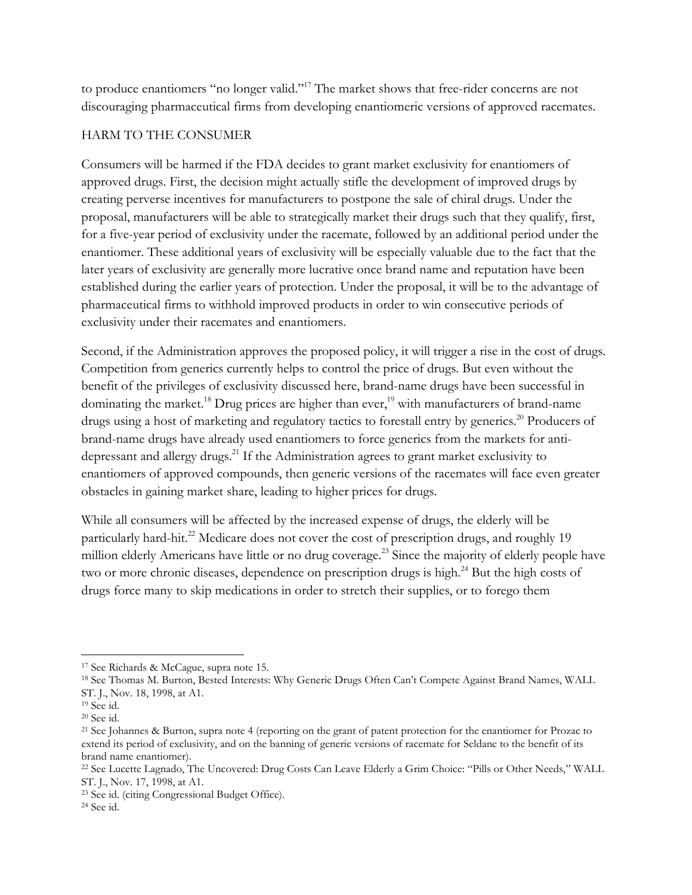to produce enantiomers "no longer valid."[17] The market shows that free-rider concerns are not discouraging pharmaceutical firms from developing enantiomeric versions of approved racemates.

## HARM TO THE CONSUMER

Consumers will be harmed if the FDA decides to grant market exclusivity for enantiomers of approved drugs. First, the decision might actually stifle the development of improved drugs by creating perverse incentives for manufacturers to postpone the sale of chiral drugs. Under the proposal, manufacturers will be able to strategically market their drugs such that they qualify, first, for a five-year period of exclusivity under the racemate, followed by an additional period under the enantiomer. These additional years of exclusivity will be especially valuable due to the fact that the later years of exclusivity are generally more lucrative once brand name and reputation have been established during the earlier years of protection. Under the proposal, it will be to the advantage of pharmaceutical firms to withhold improved products in order to win consecutive periods of exclusivity under their racemates and enantiomers.

Second, if the Administration approves the proposed policy, it will trigger a rise in the cost of drugs. Competition from generics currently helps to control the price of drugs. But even without the benefit of the privileges of exclusivity discussed here, brand-name drugs have been successful in dominating the market.[18] Drug prices are higher than ever,[19] with manufacturers of brand-name drugs using a host of marketing and regulatory tactics to forestall entry by generics.[20] Producers of brand-name drugs have already used enantiomers to force generics from the markets for anti-depressant and allergy drugs.[21] If the Administration agrees to grant market exclusivity to enantiomers of approved compounds, then generic versions of the racemates will face even greater obstacles in gaining market share, leading to higher prices for drugs.

While all consumers will be affected by the increased expense of drugs, the elderly will be particularly hard-hit.[22] Medicare does not cover the cost of prescription drugs, and roughly 19 million elderly Americans have little or no drug coverage.[23] Since the majority of elderly people have two or more chronic diseases, dependence on prescription drugs is high.[24] But the high costs of drugs force many to skip medications in order to stretch their supplies, or to forego them

---

[17] See Richards & McCague, supra note 15.

[18] See Thomas M. Burton, Bested Interests: Why Generic Drugs Often Can't Compete Against Brand Names, WALL ST. J., Nov. 18, 1998, at A1.

[19] See id.

[20] See id.

[21] See Johannes & Burton, supra note 4 (reporting on the grant of patent protection for the enantiomer for Prozac to extend its period of exclusivity, and on the banning of generic versions of racemate for Seldane to the benefit of its brand name enantiomer).

[22] See Lucette Lagnado, The Uncovered: Drug Costs Can Leave Elderly a Grim Choice: "Pills or Other Needs," WALL ST. J., Nov. 17, 1998, at A1.

[23] See id. (citing Congressional Budget Office).

[24] See id.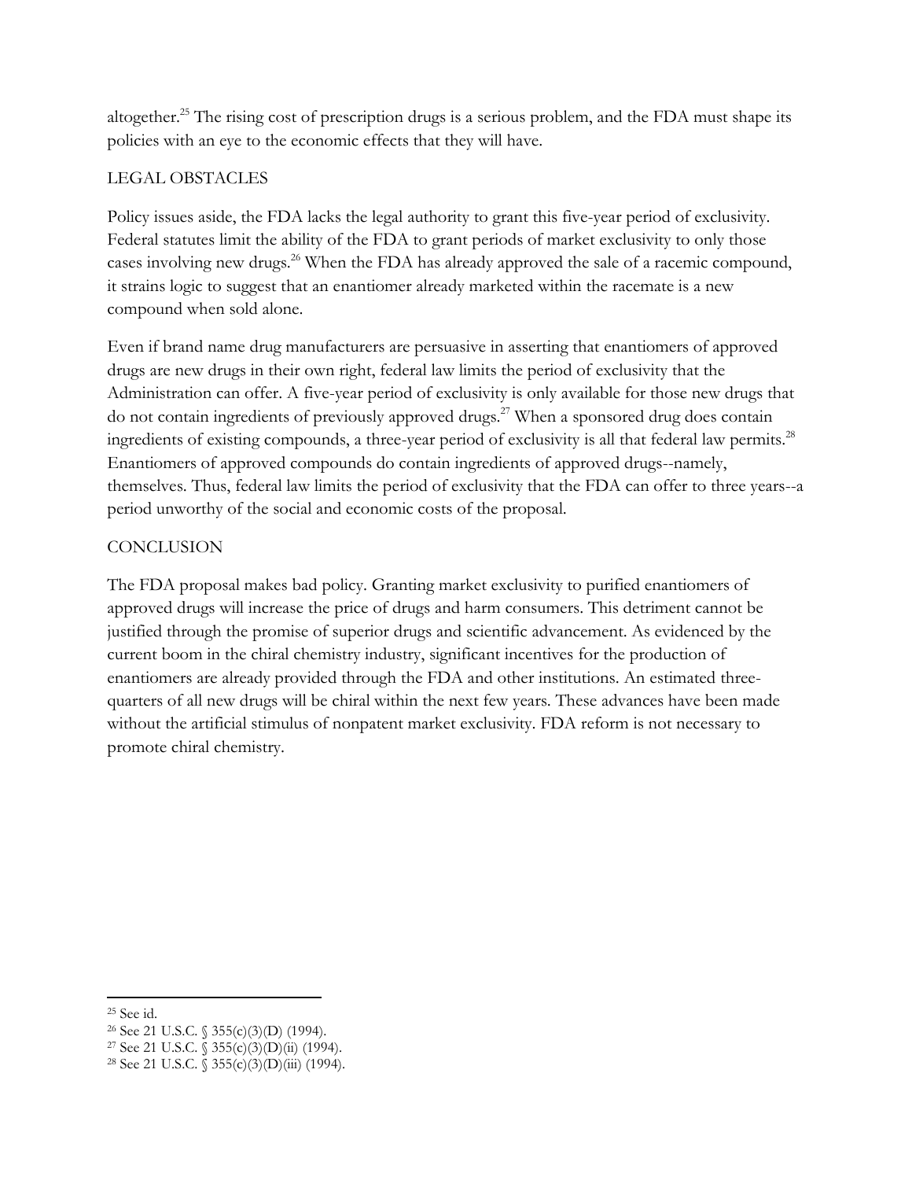altogether.[25] The rising cost of prescription drugs is a serious problem, and the FDA must shape its policies with an eye to the economic effects that they will have.

## LEGAL OBSTACLES

Policy issues aside, the FDA lacks the legal authority to grant this five-year period of exclusivity. Federal statutes limit the ability of the FDA to grant periods of market exclusivity to only those cases involving new drugs.[26] When the FDA has already approved the sale of a racemic compound, it strains logic to suggest that an enantiomer already marketed within the racemate is a new compound when sold alone.

Even if brand name drug manufacturers are persuasive in asserting that enantiomers of approved drugs are new drugs in their own right, federal law limits the period of exclusivity that the Administration can offer. A five-year period of exclusivity is only available for those new drugs that do not contain ingredients of previously approved drugs.[27] When a sponsored drug does contain ingredients of existing compounds, a three-year period of exclusivity is all that federal law permits.[28] Enantiomers of approved compounds do contain ingredients of approved drugs--namely, themselves. Thus, federal law limits the period of exclusivity that the FDA can offer to three years--a period unworthy of the social and economic costs of the proposal.

## CONCLUSION

The FDA proposal makes bad policy. Granting market exclusivity to purified enantiomers of approved drugs will increase the price of drugs and harm consumers. This detriment cannot be justified through the promise of superior drugs and scientific advancement. As evidenced by the current boom in the chiral chemistry industry, significant incentives for the production of enantiomers are already provided through the FDA and other institutions. An estimated three-quarters of all new drugs will be chiral within the next few years. These advances have been made without the artificial stimulus of nonpatent market exclusivity. FDA reform is not necessary to promote chiral chemistry.

---

[25] See id.

[26] See 21 U.S.C. § 355(c)(3)(D) (1994).

[27] See 21 U.S.C. § 355(c)(3)(D)(ii) (1994).

[28] See 21 U.S.C. § 355(c)(3)(D)(iii) (1994).